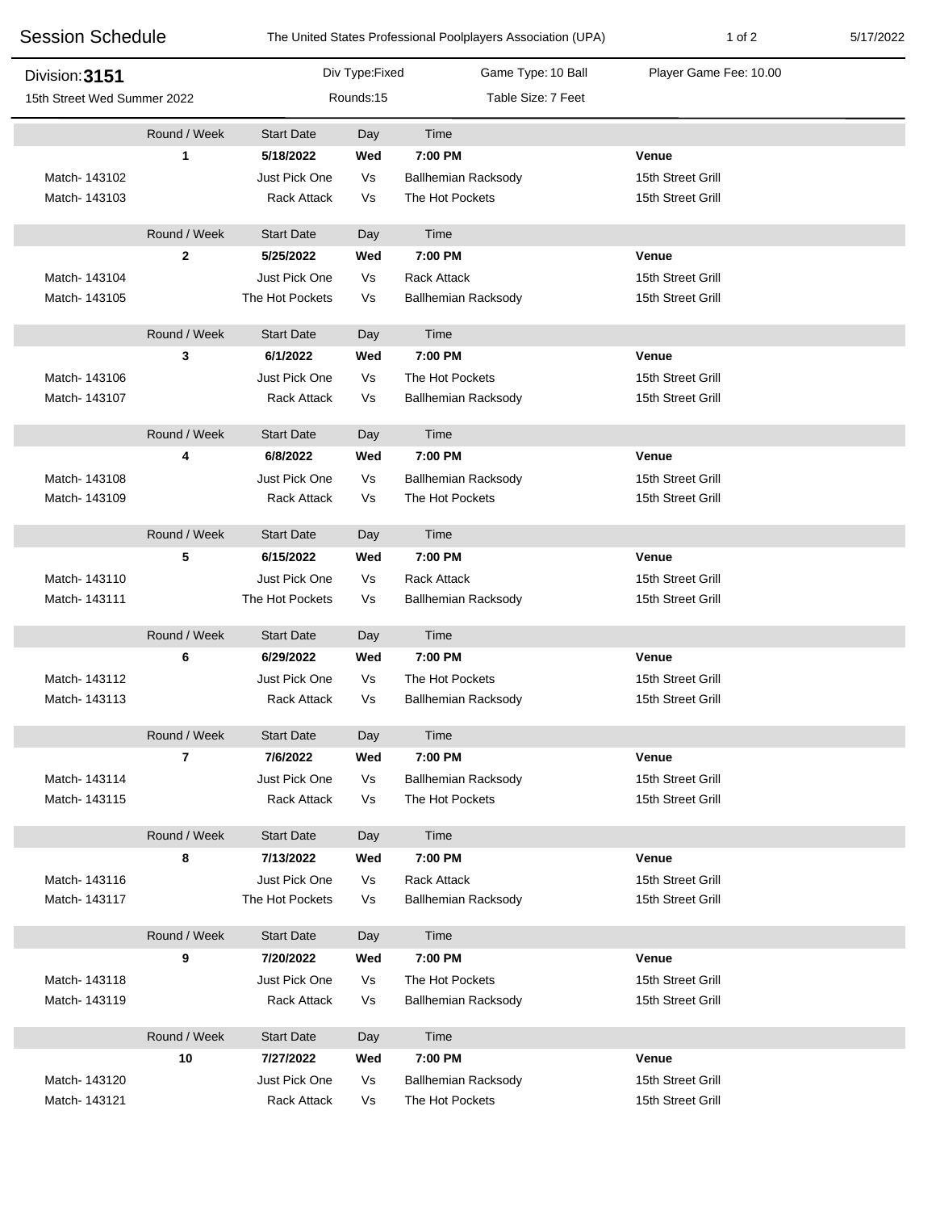# Session Schedule

The United States Professional Poolplayers Association (UPA)

5/17/2022

**Division: 3151**

15th Street Wed Summer 2022

Div Type: Fixed

Rounds: 15

Game Type: 10 Ball

Table Size: 7 Feet

Player Game Fee: 10.00

| | Round / Week | Start Date | Day | Time | | Venue |
|---|---|---|---|---|---|---|
| | **1** | **5/18/2022** | **Wed** | **7:00 PM** | | **Venue** |
| Match- 143102 | | Just Pick One | Vs | Ballhemian Racksody | | 15th Street Grill |
| Match- 143103 | | Rack Attack | Vs | The Hot Pockets | | 15th Street Grill |
| | Round / Week | Start Date | Day | Time | | |
| | **2** | **5/25/2022** | **Wed** | **7:00 PM** | | **Venue** |
| Match- 143104 | | Just Pick One | Vs | Rack Attack | | 15th Street Grill |
| Match- 143105 | | The Hot Pockets | Vs | Ballhemian Racksody | | 15th Street Grill |
| | Round / Week | Start Date | Day | Time | | |
| | **3** | **6/1/2022** | **Wed** | **7:00 PM** | | **Venue** |
| Match- 143106 | | Just Pick One | Vs | The Hot Pockets | | 15th Street Grill |
| Match- 143107 | | Rack Attack | Vs | Ballhemian Racksody | | 15th Street Grill |
| | Round / Week | Start Date | Day | Time | | |
| | **4** | **6/8/2022** | **Wed** | **7:00 PM** | | **Venue** |
| Match- 143108 | | Just Pick One | Vs | Ballhemian Racksody | | 15th Street Grill |
| Match- 143109 | | Rack Attack | Vs | The Hot Pockets | | 15th Street Grill |
| | Round / Week | Start Date | Day | Time | | |
| | **5** | **6/15/2022** | **Wed** | **7:00 PM** | | **Venue** |
| Match- 143110 | | Just Pick One | Vs | Rack Attack | | 15th Street Grill |
| Match- 143111 | | The Hot Pockets | Vs | Ballhemian Racksody | | 15th Street Grill |
| | Round / Week | Start Date | Day | Time | | |
| | **6** | **6/29/2022** | **Wed** | **7:00 PM** | | **Venue** |
| Match- 143112 | | Just Pick One | Vs | The Hot Pockets | | 15th Street Grill |
| Match- 143113 | | Rack Attack | Vs | Ballhemian Racksody | | 15th Street Grill |
| | Round / Week | Start Date | Day | Time | | |
| | **7** | **7/6/2022** | **Wed** | **7:00 PM** | | **Venue** |
| Match- 143114 | | Just Pick One | Vs | Ballhemian Racksody | | 15th Street Grill |
| Match- 143115 | | Rack Attack | Vs | The Hot Pockets | | 15th Street Grill |
| | Round / Week | Start Date | Day | Time | | |
| | **8** | **7/13/2022** | **Wed** | **7:00 PM** | | **Venue** |
| Match- 143116 | | Just Pick One | Vs | Rack Attack | | 15th Street Grill |
| Match- 143117 | | The Hot Pockets | Vs | Ballhemian Racksody | | 15th Street Grill |
| | Round / Week | Start Date | Day | Time | | |
| | **9** | **7/20/2022** | **Wed** | **7:00 PM** | | **Venue** |
| Match- 143118 | | Just Pick One | Vs | The Hot Pockets | | 15th Street Grill |
| Match- 143119 | | Rack Attack | Vs | Ballhemian Racksody | | 15th Street Grill |
| | Round / Week | Start Date | Day | Time | | |
| | **10** | **7/27/2022** | **Wed** | **7:00 PM** | | **Venue** |
| Match- 143120 | | Just Pick One | Vs | Ballhemian Racksody | | 15th Street Grill |
| Match- 143121 | | Rack Attack | Vs | The Hot Pockets | | 15th Street Grill |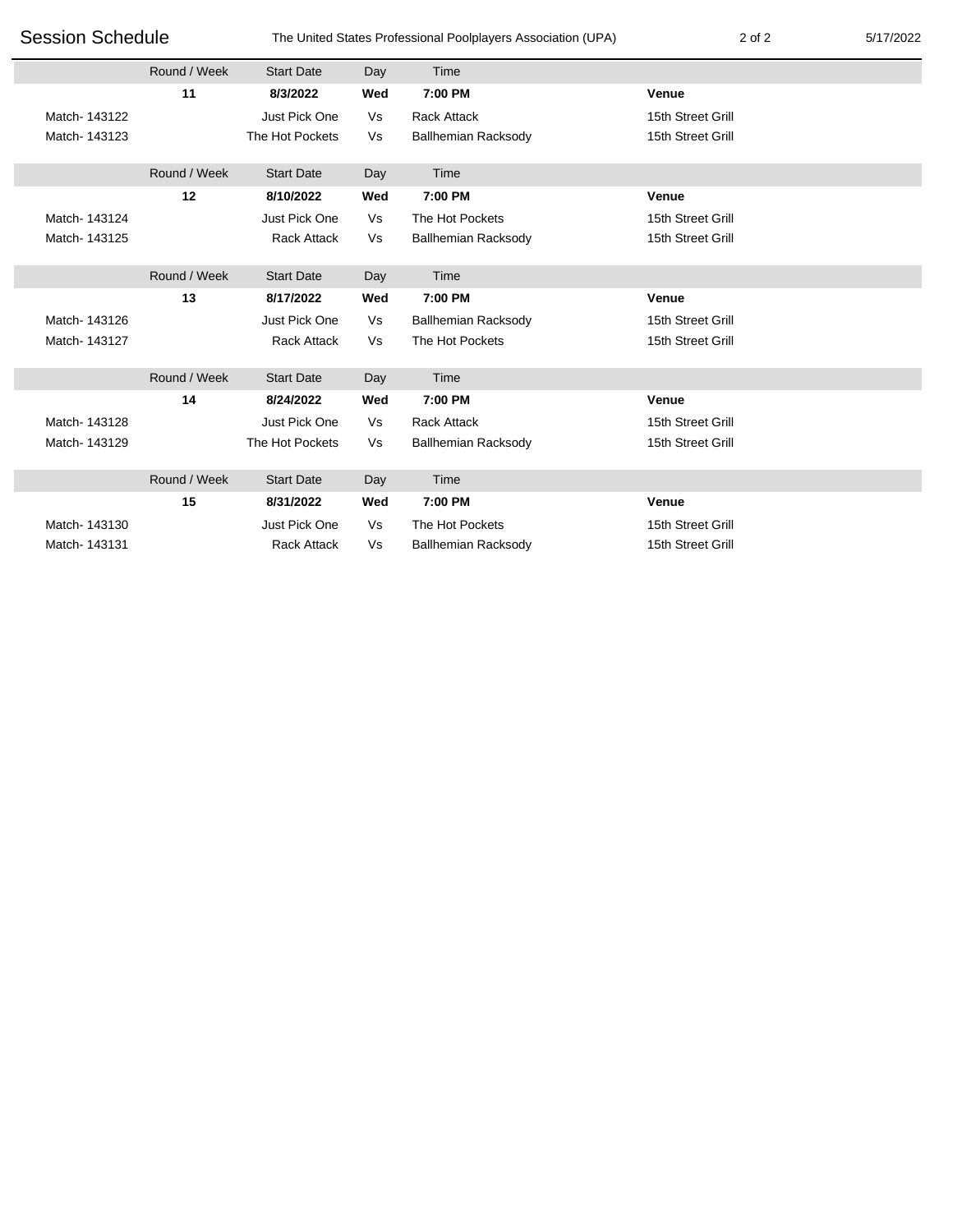# Session Schedule

The United States Professional Poolplayers Association (UPA)

5/17/2022

| | Round / Week | Start Date | Day | Time | |
|---|---|---|---|---|---|
| | **11** | **8/3/2022** | **Wed** | **7:00 PM** | **Venue** |
| Match- 143122 | | Just Pick One | Vs | Rack Attack | 15th Street Grill |
| Match- 143123 | | The Hot Pockets | Vs | Ballhemian Racksody | 15th Street Grill |
| | Round / Week | Start Date | Day | Time | |
| | **12** | **8/10/2022** | **Wed** | **7:00 PM** | **Venue** |
| Match- 143124 | | Just Pick One | Vs | The Hot Pockets | 15th Street Grill |
| Match- 143125 | | Rack Attack | Vs | Ballhemian Racksody | 15th Street Grill |
| | Round / Week | Start Date | Day | Time | |
| | **13** | **8/17/2022** | **Wed** | **7:00 PM** | **Venue** |
| Match- 143126 | | Just Pick One | Vs | Ballhemian Racksody | 15th Street Grill |
| Match- 143127 | | Rack Attack | Vs | The Hot Pockets | 15th Street Grill |
| | Round / Week | Start Date | Day | Time | |
| | **14** | **8/24/2022** | **Wed** | **7:00 PM** | **Venue** |
| Match- 143128 | | Just Pick One | Vs | Rack Attack | 15th Street Grill |
| Match- 143129 | | The Hot Pockets | Vs | Ballhemian Racksody | 15th Street Grill |
| | Round / Week | Start Date | Day | Time | |
| | **15** | **8/31/2022** | **Wed** | **7:00 PM** | **Venue** |
| Match- 143130 | | Just Pick One | Vs | The Hot Pockets | 15th Street Grill |
| Match- 143131 | | Rack Attack | Vs | Ballhemian Racksody | 15th Street Grill |